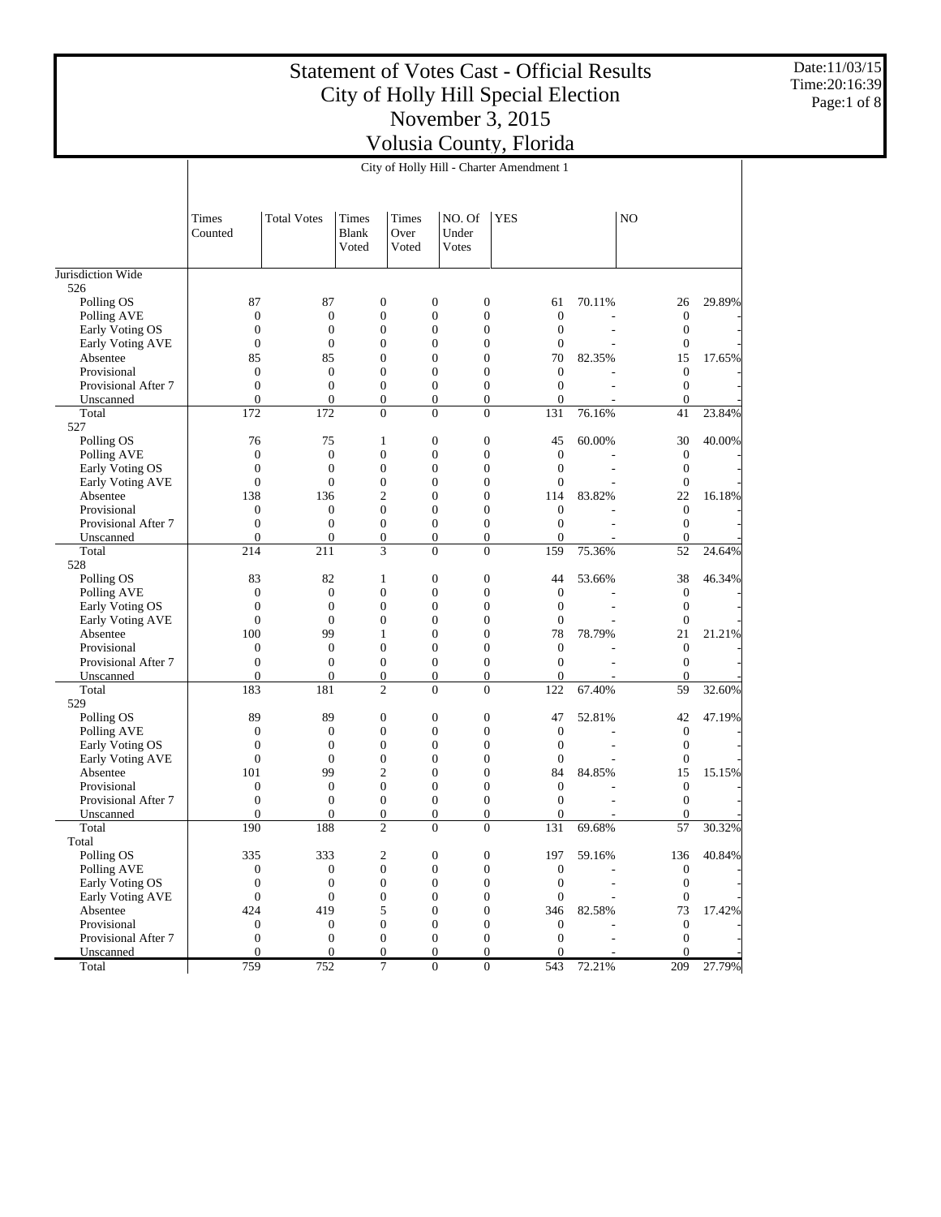# Statement of Votes Cast - Official Results
# City of Holly Hill Special Election
# November 3, 2015
# Volusia County, Florida

Date:11/03/15
Time:20:16:39

## City of Holly Hill - Charter Amendment 1

| | Times Counted | Total Votes | Times Blank Voted | Times Over Voted | NO. Of Under Votes | YES | | NO | |
|---|---|---|---|---|---|---|---|---|---|
| Jurisdiction Wide | | | | | | | | | |
| 526 | | | | | | | | | |
| Polling OS | 87 | 87 | 0 | 0 | 0 | 61 | 70.11% | 26 | 29.89% |
| Polling AVE | 0 | 0 | 0 | 0 | 0 | 0 | - | 0 | - |
| Early Voting OS | 0 | 0 | 0 | 0 | 0 | 0 | - | 0 | - |
| Early Voting AVE | 0 | 0 | 0 | 0 | 0 | 0 | - | 0 | - |
| Absentee | 85 | 85 | 0 | 0 | 0 | 70 | 82.35% | 15 | 17.65% |
| Provisional | 0 | 0 | 0 | 0 | 0 | 0 | - | 0 | - |
| Provisional After 7 | 0 | 0 | 0 | 0 | 0 | 0 | - | 0 | - |
| Unscanned | 0 | 0 | 0 | 0 | 0 | 0 | - | 0 | - |
| Total | 172 | 172 | 0 | 0 | 0 | 131 | 76.16% | 41 | 23.84% |
| 527 | | | | | | | | | |
| Polling OS | 76 | 75 | 1 | 0 | 0 | 45 | 60.00% | 30 | 40.00% |
| Polling AVE | 0 | 0 | 0 | 0 | 0 | 0 | - | 0 | - |
| Early Voting OS | 0 | 0 | 0 | 0 | 0 | 0 | - | 0 | - |
| Early Voting AVE | 0 | 0 | 0 | 0 | 0 | 0 | - | 0 | - |
| Absentee | 138 | 136 | 2 | 0 | 0 | 114 | 83.82% | 22 | 16.18% |
| Provisional | 0 | 0 | 0 | 0 | 0 | 0 | - | 0 | - |
| Provisional After 7 | 0 | 0 | 0 | 0 | 0 | 0 | - | 0 | - |
| Unscanned | 0 | 0 | 0 | 0 | 0 | 0 | - | 0 | - |
| Total | 214 | 211 | 3 | 0 | 0 | 159 | 75.36% | 52 | 24.64% |
| 528 | | | | | | | | | |
| Polling OS | 83 | 82 | 1 | 0 | 0 | 44 | 53.66% | 38 | 46.34% |
| Polling AVE | 0 | 0 | 0 | 0 | 0 | 0 | - | 0 | - |
| Early Voting OS | 0 | 0 | 0 | 0 | 0 | 0 | - | 0 | - |
| Early Voting AVE | 0 | 0 | 0 | 0 | 0 | 0 | - | 0 | - |
| Absentee | 100 | 99 | 1 | 0 | 0 | 78 | 78.79% | 21 | 21.21% |
| Provisional | 0 | 0 | 0 | 0 | 0 | 0 | - | 0 | - |
| Provisional After 7 | 0 | 0 | 0 | 0 | 0 | 0 | - | 0 | - |
| Unscanned | 0 | 0 | 0 | 0 | 0 | 0 | - | 0 | - |
| Total | 183 | 181 | 2 | 0 | 0 | 122 | 67.40% | 59 | 32.60% |
| 529 | | | | | | | | | |
| Polling OS | 89 | 89 | 0 | 0 | 0 | 47 | 52.81% | 42 | 47.19% |
| Polling AVE | 0 | 0 | 0 | 0 | 0 | 0 | - | 0 | - |
| Early Voting OS | 0 | 0 | 0 | 0 | 0 | 0 | - | 0 | - |
| Early Voting AVE | 0 | 0 | 0 | 0 | 0 | 0 | - | 0 | - |
| Absentee | 101 | 99 | 2 | 0 | 0 | 84 | 84.85% | 15 | 15.15% |
| Provisional | 0 | 0 | 0 | 0 | 0 | 0 | - | 0 | - |
| Provisional After 7 | 0 | 0 | 0 | 0 | 0 | 0 | - | 0 | - |
| Unscanned | 0 | 0 | 0 | 0 | 0 | 0 | - | 0 | - |
| Total | 190 | 188 | 2 | 0 | 0 | 131 | 69.68% | 57 | 30.32% |
| Total | | | | | | | | | |
| Polling OS | 335 | 333 | 2 | 0 | 0 | 197 | 59.16% | 136 | 40.84% |
| Polling AVE | 0 | 0 | 0 | 0 | 0 | 0 | - | 0 | - |
| Early Voting OS | 0 | 0 | 0 | 0 | 0 | 0 | - | 0 | - |
| Early Voting AVE | 0 | 0 | 0 | 0 | 0 | 0 | - | 0 | - |
| Absentee | 424 | 419 | 5 | 0 | 0 | 346 | 82.58% | 73 | 17.42% |
| Provisional | 0 | 0 | 0 | 0 | 0 | 0 | - | 0 | - |
| Provisional After 7 | 0 | 0 | 0 | 0 | 0 | 0 | - | 0 | - |
| Unscanned | 0 | 0 | 0 | 0 | 0 | 0 | - | 0 | - |
| Total | 759 | 752 | 7 | 0 | 0 | 543 | 72.21% | 209 | 27.79% |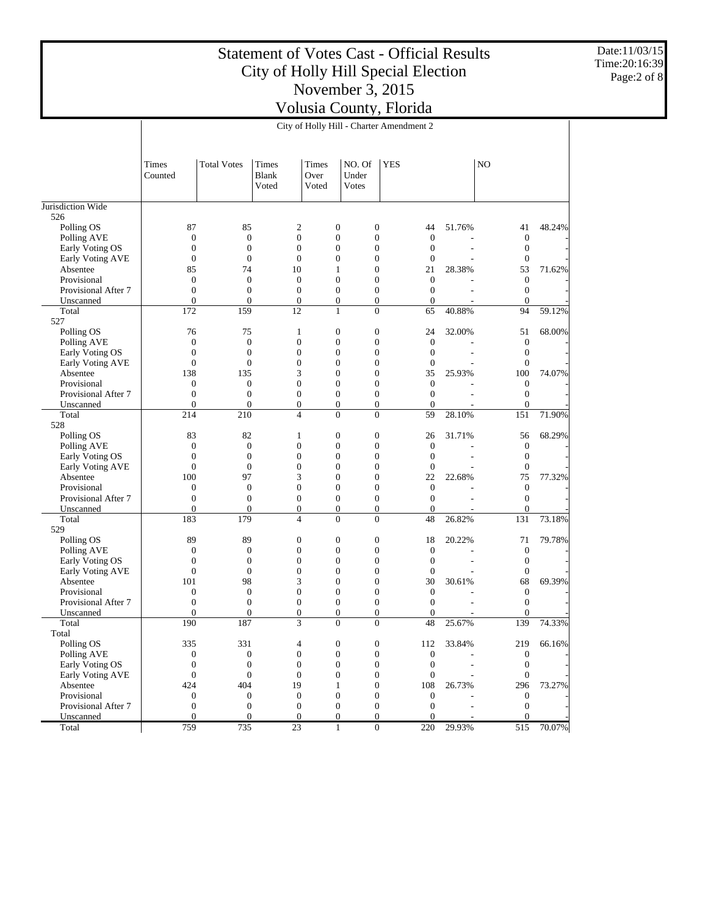# Statement of Votes Cast - Official Results
# City of Holly Hill Special Election
# November 3, 2015
# Volusia County, Florida

## City of Holly Hill - Charter Amendment 2

| | Times Counted | Total Votes | Times Blank Voted | Times Over Voted | NO. Of Under Votes | YES | | NO | |
|---|---|---|---|---|---|---|---|---|---|
| **Jurisdiction Wide** | | | | | | | | | |
| **526** | | | | | | | | | |
| Polling OS | 87 | 85 | 2 | 0 | 0 | 44 | 51.76% | 41 | 48.24% |
| Polling AVE | 0 | 0 | 0 | 0 | 0 | 0 | - | 0 | - |
| Early Voting OS | 0 | 0 | 0 | 0 | 0 | 0 | - | 0 | - |
| Early Voting AVE | 0 | 0 | 0 | 0 | 0 | 0 | - | 0 | - |
| Absentee | 85 | 74 | 10 | 1 | 0 | 21 | 28.38% | 53 | 71.62% |
| Provisional | 0 | 0 | 0 | 0 | 0 | 0 | - | 0 | - |
| Provisional After 7 | 0 | 0 | 0 | 0 | 0 | 0 | - | 0 | - |
| Unscanned | 0 | 0 | 0 | 0 | 0 | 0 | - | 0 | - |
| Total | 172 | 159 | 12 | 1 | 0 | 65 | 40.88% | 94 | 59.12% |
| **527** | | | | | | | | | |
| Polling OS | 76 | 75 | 1 | 0 | 0 | 24 | 32.00% | 51 | 68.00% |
| Polling AVE | 0 | 0 | 0 | 0 | 0 | 0 | - | 0 | - |
| Early Voting OS | 0 | 0 | 0 | 0 | 0 | 0 | - | 0 | - |
| Early Voting AVE | 0 | 0 | 0 | 0 | 0 | 0 | - | 0 | - |
| Absentee | 138 | 135 | 3 | 0 | 0 | 35 | 25.93% | 100 | 74.07% |
| Provisional | 0 | 0 | 0 | 0 | 0 | 0 | - | 0 | - |
| Provisional After 7 | 0 | 0 | 0 | 0 | 0 | 0 | - | 0 | - |
| Unscanned | 0 | 0 | 0 | 0 | 0 | 0 | - | 0 | - |
| Total | 214 | 210 | 4 | 0 | 0 | 59 | 28.10% | 151 | 71.90% |
| **528** | | | | | | | | | |
| Polling OS | 83 | 82 | 1 | 0 | 0 | 26 | 31.71% | 56 | 68.29% |
| Polling AVE | 0 | 0 | 0 | 0 | 0 | 0 | - | 0 | - |
| Early Voting OS | 0 | 0 | 0 | 0 | 0 | 0 | - | 0 | - |
| Early Voting AVE | 0 | 0 | 0 | 0 | 0 | 0 | - | 0 | - |
| Absentee | 100 | 97 | 3 | 0 | 0 | 22 | 22.68% | 75 | 77.32% |
| Provisional | 0 | 0 | 0 | 0 | 0 | 0 | - | 0 | - |
| Provisional After 7 | 0 | 0 | 0 | 0 | 0 | 0 | - | 0 | - |
| Unscanned | 0 | 0 | 0 | 0 | 0 | 0 | - | 0 | - |
| Total | 183 | 179 | 4 | 0 | 0 | 48 | 26.82% | 131 | 73.18% |
| **529** | | | | | | | | | |
| Polling OS | 89 | 89 | 0 | 0 | 0 | 18 | 20.22% | 71 | 79.78% |
| Polling AVE | 0 | 0 | 0 | 0 | 0 | 0 | - | 0 | - |
| Early Voting OS | 0 | 0 | 0 | 0 | 0 | 0 | - | 0 | - |
| Early Voting AVE | 0 | 0 | 0 | 0 | 0 | 0 | - | 0 | - |
| Absentee | 101 | 98 | 3 | 0 | 0 | 30 | 30.61% | 68 | 69.39% |
| Provisional | 0 | 0 | 0 | 0 | 0 | 0 | - | 0 | - |
| Provisional After 7 | 0 | 0 | 0 | 0 | 0 | 0 | - | 0 | - |
| Unscanned | 0 | 0 | 0 | 0 | 0 | 0 | - | 0 | - |
| Total | 190 | 187 | 3 | 0 | 0 | 48 | 25.67% | 139 | 74.33% |
| **Total** | | | | | | | | | |
| Polling OS | 335 | 331 | 4 | 0 | 0 | 112 | 33.84% | 219 | 66.16% |
| Polling AVE | 0 | 0 | 0 | 0 | 0 | 0 | - | 0 | - |
| Early Voting OS | 0 | 0 | 0 | 0 | 0 | 0 | - | 0 | - |
| Early Voting AVE | 0 | 0 | 0 | 0 | 0 | 0 | - | 0 | - |
| Absentee | 424 | 404 | 19 | 1 | 0 | 108 | 26.73% | 296 | 73.27% |
| Provisional | 0 | 0 | 0 | 0 | 0 | 0 | - | 0 | - |
| Provisional After 7 | 0 | 0 | 0 | 0 | 0 | 0 | - | 0 | - |
| Unscanned | 0 | 0 | 0 | 0 | 0 | 0 | - | 0 | - |
| Total | 759 | 735 | 23 | 1 | 0 | 220 | 29.93% | 515 | 70.07% |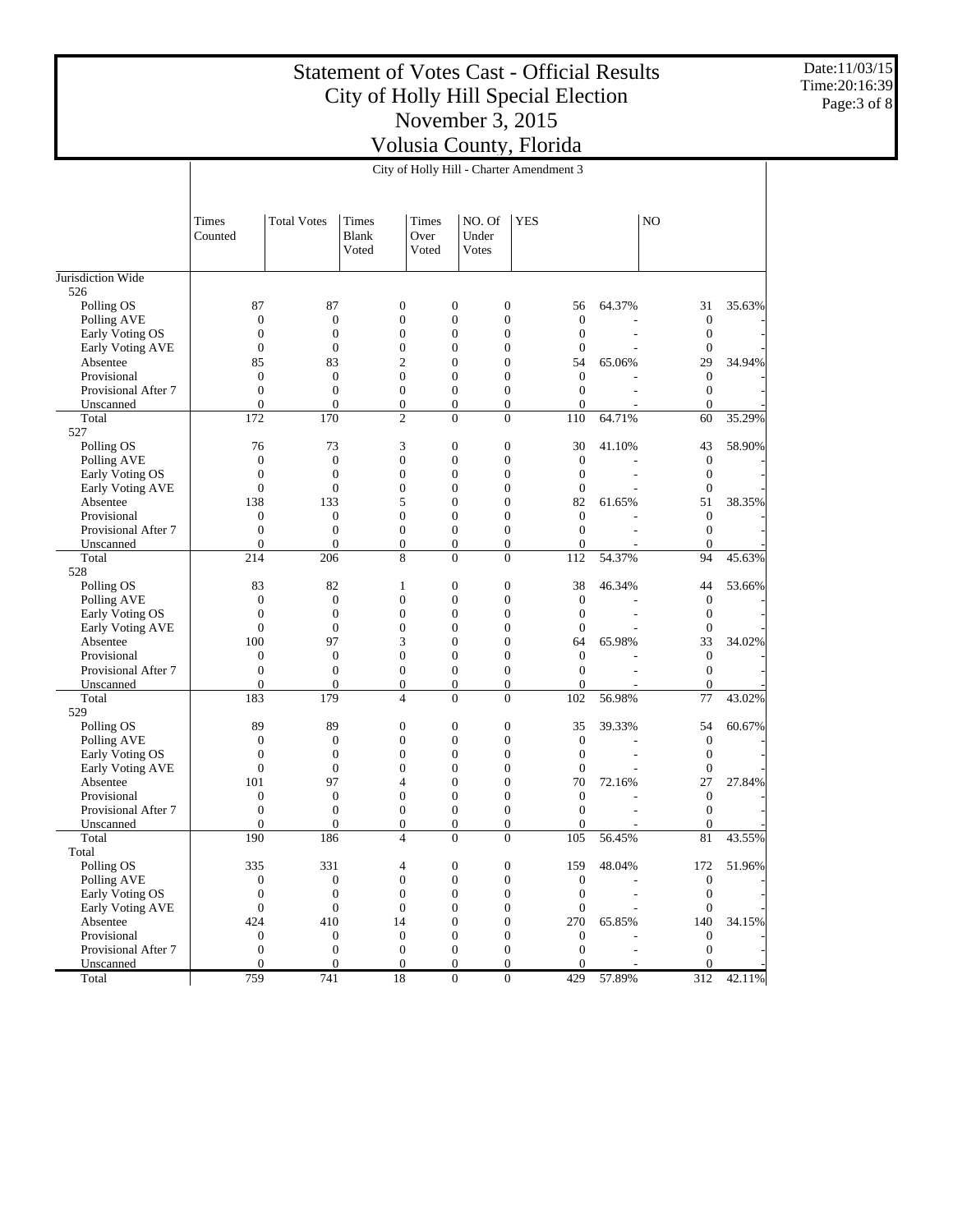# Statement of Votes Cast - Official Results
# City of Holly Hill Special Election
# November 3, 2015
# Volusia County, Florida

## City of Holly Hill - Charter Amendment 3

| | Times Counted | Total Votes | Times Blank Voted | Times Over Voted | NO. Of Under Votes | YES | | NO | |
|---|---|---|---|---|---|---|---|---|---|
| **Jurisdiction Wide** | | | | | | | | | |
| **526** | | | | | | | | | |
| Polling OS | 87 | 87 | 0 | 0 | 0 | 56 | 64.37% | 31 | 35.63% |
| Polling AVE | 0 | 0 | 0 | 0 | 0 | 0 | - | 0 | - |
| Early Voting OS | 0 | 0 | 0 | 0 | 0 | 0 | - | 0 | - |
| Early Voting AVE | 0 | 0 | 0 | 0 | 0 | 0 | - | 0 | - |
| Absentee | 85 | 83 | 2 | 0 | 0 | 54 | 65.06% | 29 | 34.94% |
| Provisional | 0 | 0 | 0 | 0 | 0 | 0 | - | 0 | - |
| Provisional After 7 | 0 | 0 | 0 | 0 | 0 | 0 | - | 0 | - |
| Unscanned | 0 | 0 | 0 | 0 | 0 | 0 | - | 0 | - |
| Total | 172 | 170 | 2 | 0 | 0 | 110 | 64.71% | 60 | 35.29% |
| **527** | | | | | | | | | |
| Polling OS | 76 | 73 | 3 | 0 | 0 | 30 | 41.10% | 43 | 58.90% |
| Polling AVE | 0 | 0 | 0 | 0 | 0 | 0 | - | 0 | - |
| Early Voting OS | 0 | 0 | 0 | 0 | 0 | 0 | - | 0 | - |
| Early Voting AVE | 0 | 0 | 0 | 0 | 0 | 0 | - | 0 | - |
| Absentee | 138 | 133 | 5 | 0 | 0 | 82 | 61.65% | 51 | 38.35% |
| Provisional | 0 | 0 | 0 | 0 | 0 | 0 | - | 0 | - |
| Provisional After 7 | 0 | 0 | 0 | 0 | 0 | 0 | - | 0 | - |
| Unscanned | 0 | 0 | 0 | 0 | 0 | 0 | - | 0 | - |
| Total | 214 | 206 | 8 | 0 | 0 | 112 | 54.37% | 94 | 45.63% |
| **528** | | | | | | | | | |
| Polling OS | 83 | 82 | 1 | 0 | 0 | 38 | 46.34% | 44 | 53.66% |
| Polling AVE | 0 | 0 | 0 | 0 | 0 | 0 | - | 0 | - |
| Early Voting OS | 0 | 0 | 0 | 0 | 0 | 0 | - | 0 | - |
| Early Voting AVE | 0 | 0 | 0 | 0 | 0 | 0 | - | 0 | - |
| Absentee | 100 | 97 | 3 | 0 | 0 | 64 | 65.98% | 33 | 34.02% |
| Provisional | 0 | 0 | 0 | 0 | 0 | 0 | - | 0 | - |
| Provisional After 7 | 0 | 0 | 0 | 0 | 0 | 0 | - | 0 | - |
| Unscanned | 0 | 0 | 0 | 0 | 0 | 0 | - | 0 | - |
| Total | 183 | 179 | 4 | 0 | 0 | 102 | 56.98% | 77 | 43.02% |
| **529** | | | | | | | | | |
| Polling OS | 89 | 89 | 0 | 0 | 0 | 35 | 39.33% | 54 | 60.67% |
| Polling AVE | 0 | 0 | 0 | 0 | 0 | 0 | - | 0 | - |
| Early Voting OS | 0 | 0 | 0 | 0 | 0 | 0 | - | 0 | - |
| Early Voting AVE | 0 | 0 | 0 | 0 | 0 | 0 | - | 0 | - |
| Absentee | 101 | 97 | 4 | 0 | 0 | 70 | 72.16% | 27 | 27.84% |
| Provisional | 0 | 0 | 0 | 0 | 0 | 0 | - | 0 | - |
| Provisional After 7 | 0 | 0 | 0 | 0 | 0 | 0 | - | 0 | - |
| Unscanned | 0 | 0 | 0 | 0 | 0 | 0 | - | 0 | - |
| Total | 190 | 186 | 4 | 0 | 0 | 105 | 56.45% | 81 | 43.55% |
| **Total** | | | | | | | | | |
| Polling OS | 335 | 331 | 4 | 0 | 0 | 159 | 48.04% | 172 | 51.96% |
| Polling AVE | 0 | 0 | 0 | 0 | 0 | 0 | - | 0 | - |
| Early Voting OS | 0 | 0 | 0 | 0 | 0 | 0 | - | 0 | - |
| Early Voting AVE | 0 | 0 | 0 | 0 | 0 | 0 | - | 0 | - |
| Absentee | 424 | 410 | 14 | 0 | 0 | 270 | 65.85% | 140 | 34.15% |
| Provisional | 0 | 0 | 0 | 0 | 0 | 0 | - | 0 | - |
| Provisional After 7 | 0 | 0 | 0 | 0 | 0 | 0 | - | 0 | - |
| Unscanned | 0 | 0 | 0 | 0 | 0 | 0 | - | 0 | - |
| Total | 759 | 741 | 18 | 0 | 0 | 429 | 57.89% | 312 | 42.11% |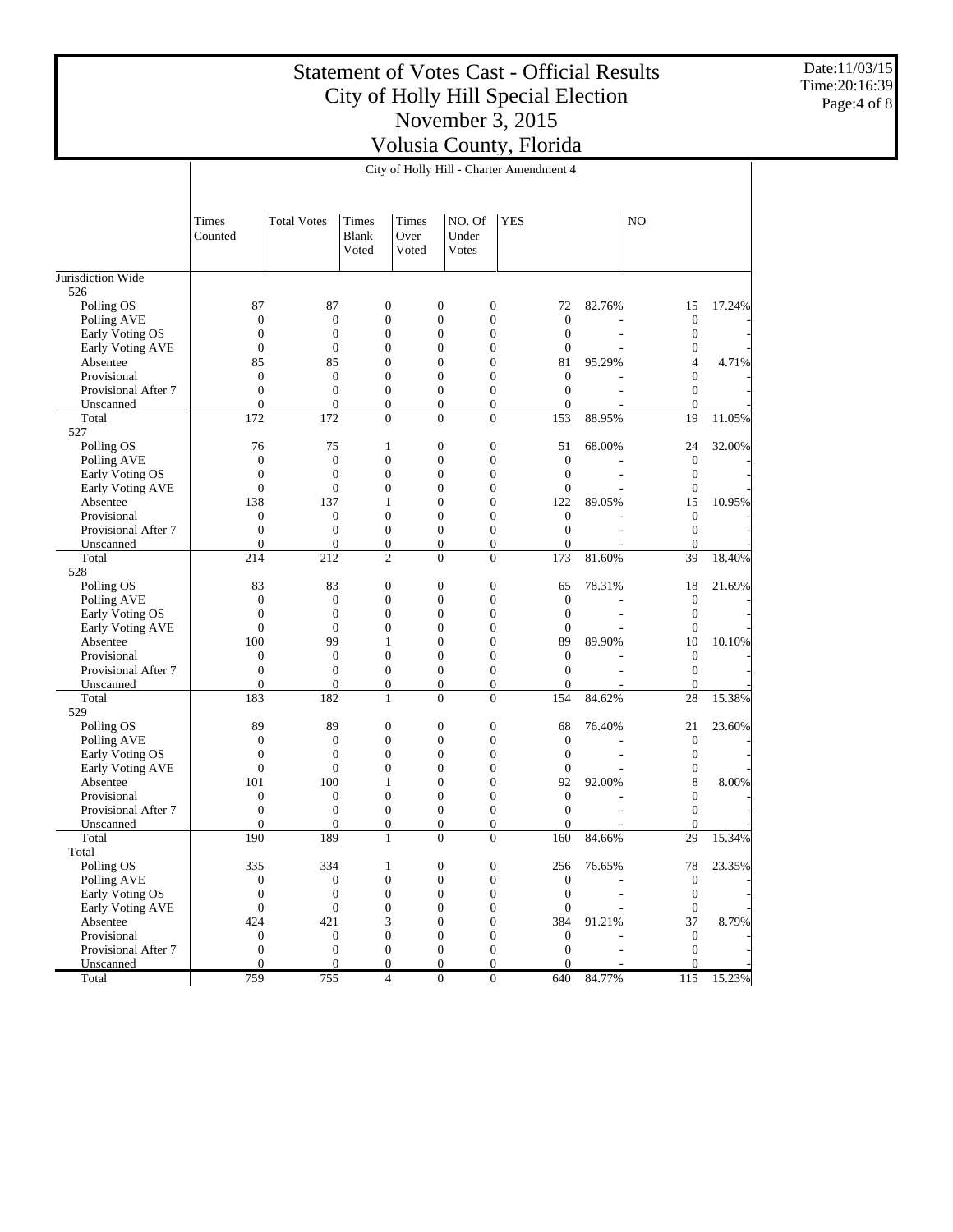# Statement of Votes Cast - Official Results
# City of Holly Hill Special Election
# November 3, 2015
# Volusia County, Florida

City of Holly Hill - Charter Amendment 4

| | Times Counted | Total Votes | Times Blank Voted | Times Over Voted | NO. Of Under Votes | YES | | NO | |
|---|---|---|---|---|---|---|---|---|---|
| **Jurisdiction Wide** | | | | | | | | | |
| 526 | | | | | | | | | |
| Polling OS | 87 | 87 | 0 | 0 | 0 | 72 | 82.76% | 15 | 17.24% |
| Polling AVE | 0 | 0 | 0 | 0 | 0 | 0 | - | 0 | - |
| Early Voting OS | 0 | 0 | 0 | 0 | 0 | 0 | - | 0 | - |
| Early Voting AVE | 0 | 0 | 0 | 0 | 0 | 0 | - | 0 | - |
| Absentee | 85 | 85 | 0 | 0 | 0 | 81 | 95.29% | 4 | 4.71% |
| Provisional | 0 | 0 | 0 | 0 | 0 | 0 | - | 0 | - |
| Provisional After 7 | 0 | 0 | 0 | 0 | 0 | 0 | - | 0 | - |
| Unscanned | 0 | 0 | 0 | 0 | 0 | 0 | - | 0 | - |
| Total | 172 | 172 | 0 | 0 | 0 | 153 | 88.95% | 19 | 11.05% |
| 527 | | | | | | | | | |
| Polling OS | 76 | 75 | 1 | 0 | 0 | 51 | 68.00% | 24 | 32.00% |
| Polling AVE | 0 | 0 | 0 | 0 | 0 | 0 | - | 0 | - |
| Early Voting OS | 0 | 0 | 0 | 0 | 0 | 0 | - | 0 | - |
| Early Voting AVE | 0 | 0 | 0 | 0 | 0 | 0 | - | 0 | - |
| Absentee | 138 | 137 | 1 | 0 | 0 | 122 | 89.05% | 15 | 10.95% |
| Provisional | 0 | 0 | 0 | 0 | 0 | 0 | - | 0 | - |
| Provisional After 7 | 0 | 0 | 0 | 0 | 0 | 0 | - | 0 | - |
| Unscanned | 0 | 0 | 0 | 0 | 0 | 0 | - | 0 | - |
| Total | 214 | 212 | 2 | 0 | 0 | 173 | 81.60% | 39 | 18.40% |
| 528 | | | | | | | | | |
| Polling OS | 83 | 83 | 0 | 0 | 0 | 65 | 78.31% | 18 | 21.69% |
| Polling AVE | 0 | 0 | 0 | 0 | 0 | 0 | - | 0 | - |
| Early Voting OS | 0 | 0 | 0 | 0 | 0 | 0 | - | 0 | - |
| Early Voting AVE | 0 | 0 | 0 | 0 | 0 | 0 | - | 0 | - |
| Absentee | 100 | 99 | 1 | 0 | 0 | 89 | 89.90% | 10 | 10.10% |
| Provisional | 0 | 0 | 0 | 0 | 0 | 0 | - | 0 | - |
| Provisional After 7 | 0 | 0 | 0 | 0 | 0 | 0 | - | 0 | - |
| Unscanned | 0 | 0 | 0 | 0 | 0 | 0 | - | 0 | - |
| Total | 183 | 182 | 1 | 0 | 0 | 154 | 84.62% | 28 | 15.38% |
| 529 | | | | | | | | | |
| Polling OS | 89 | 89 | 0 | 0 | 0 | 68 | 76.40% | 21 | 23.60% |
| Polling AVE | 0 | 0 | 0 | 0 | 0 | 0 | - | 0 | - |
| Early Voting OS | 0 | 0 | 0 | 0 | 0 | 0 | - | 0 | - |
| Early Voting AVE | 0 | 0 | 0 | 0 | 0 | 0 | - | 0 | - |
| Absentee | 101 | 100 | 1 | 0 | 0 | 92 | 92.00% | 8 | 8.00% |
| Provisional | 0 | 0 | 0 | 0 | 0 | 0 | - | 0 | - |
| Provisional After 7 | 0 | 0 | 0 | 0 | 0 | 0 | - | 0 | - |
| Unscanned | 0 | 0 | 0 | 0 | 0 | 0 | - | 0 | - |
| Total | 190 | 189 | 1 | 0 | 0 | 160 | 84.66% | 29 | 15.34% |
| Total | | | | | | | | | |
| Polling OS | 335 | 334 | 1 | 0 | 0 | 256 | 76.65% | 78 | 23.35% |
| Polling AVE | 0 | 0 | 0 | 0 | 0 | 0 | - | 0 | - |
| Early Voting OS | 0 | 0 | 0 | 0 | 0 | 0 | - | 0 | - |
| Early Voting AVE | 0 | 0 | 0 | 0 | 0 | 0 | - | 0 | - |
| Absentee | 424 | 421 | 3 | 0 | 0 | 384 | 91.21% | 37 | 8.79% |
| Provisional | 0 | 0 | 0 | 0 | 0 | 0 | - | 0 | - |
| Provisional After 7 | 0 | 0 | 0 | 0 | 0 | 0 | - | 0 | - |
| Unscanned | 0 | 0 | 0 | 0 | 0 | 0 | - | 0 | - |
| Total | 759 | 755 | 4 | 0 | 0 | 640 | 84.77% | 115 | 15.23% |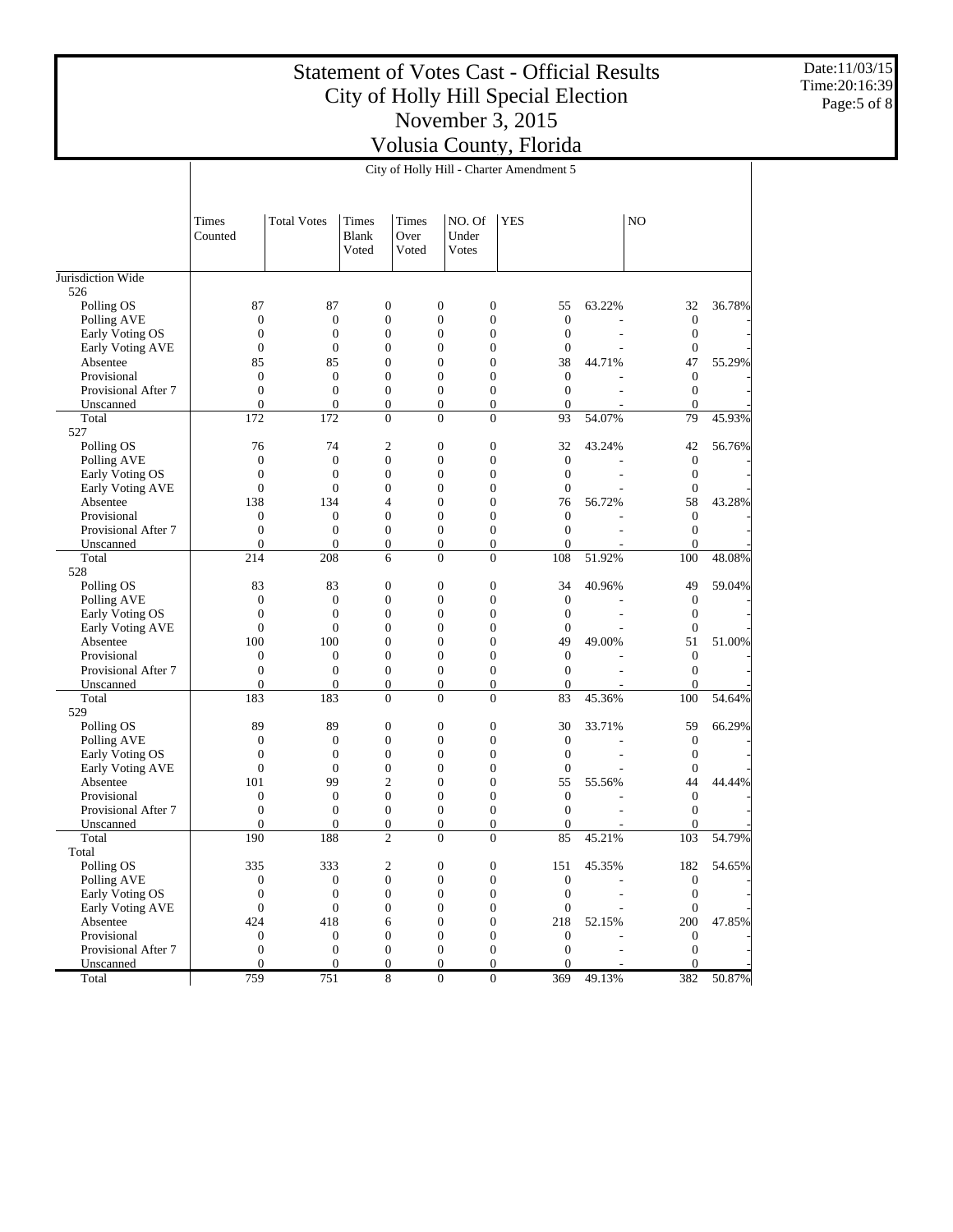# Statement of Votes Cast - Official Results
# City of Holly Hill Special Election
# November 3, 2015
# Volusia County, Florida

## City of Holly Hill - Charter Amendment 5

| | Times Counted | Total Votes | Times Blank Voted | Times Over Voted | NO. Of Under Votes | YES | | NO | |
|---|---|---|---|---|---|---|---|---|---|
| Jurisdiction Wide | | | | | | | | | |
| 526 | | | | | | | | | |
| Polling OS | 87 | 87 | 0 | 0 | 0 | 55 | 63.22% | 32 | 36.78% |
| Polling AVE | 0 | 0 | 0 | 0 | 0 | 0 | - | 0 | - |
| Early Voting OS | 0 | 0 | 0 | 0 | 0 | 0 | - | 0 | - |
| Early Voting AVE | 0 | 0 | 0 | 0 | 0 | 0 | - | 0 | - |
| Absentee | 85 | 85 | 0 | 0 | 0 | 38 | 44.71% | 47 | 55.29% |
| Provisional | 0 | 0 | 0 | 0 | 0 | 0 | - | 0 | - |
| Provisional After 7 | 0 | 0 | 0 | 0 | 0 | 0 | - | 0 | - |
| Unscanned | 0 | 0 | 0 | 0 | 0 | 0 | - | 0 | - |
| Total | 172 | 172 | 0 | 0 | 0 | 93 | 54.07% | 79 | 45.93% |
| 527 | | | | | | | | | |
| Polling OS | 76 | 74 | 2 | 0 | 0 | 32 | 43.24% | 42 | 56.76% |
| Polling AVE | 0 | 0 | 0 | 0 | 0 | 0 | - | 0 | - |
| Early Voting OS | 0 | 0 | 0 | 0 | 0 | 0 | - | 0 | - |
| Early Voting AVE | 0 | 0 | 0 | 0 | 0 | 0 | - | 0 | - |
| Absentee | 138 | 134 | 4 | 0 | 0 | 76 | 56.72% | 58 | 43.28% |
| Provisional | 0 | 0 | 0 | 0 | 0 | 0 | - | 0 | - |
| Provisional After 7 | 0 | 0 | 0 | 0 | 0 | 0 | - | 0 | - |
| Unscanned | 0 | 0 | 0 | 0 | 0 | 0 | - | 0 | - |
| Total | 214 | 208 | 6 | 0 | 0 | 108 | 51.92% | 100 | 48.08% |
| 528 | | | | | | | | | |
| Polling OS | 83 | 83 | 0 | 0 | 0 | 34 | 40.96% | 49 | 59.04% |
| Polling AVE | 0 | 0 | 0 | 0 | 0 | 0 | - | 0 | - |
| Early Voting OS | 0 | 0 | 0 | 0 | 0 | 0 | - | 0 | - |
| Early Voting AVE | 0 | 0 | 0 | 0 | 0 | 0 | - | 0 | - |
| Absentee | 100 | 100 | 0 | 0 | 0 | 49 | 49.00% | 51 | 51.00% |
| Provisional | 0 | 0 | 0 | 0 | 0 | 0 | - | 0 | - |
| Provisional After 7 | 0 | 0 | 0 | 0 | 0 | 0 | - | 0 | - |
| Unscanned | 0 | 0 | 0 | 0 | 0 | 0 | - | 0 | - |
| Total | 183 | 183 | 0 | 0 | 0 | 83 | 45.36% | 100 | 54.64% |
| 529 | | | | | | | | | |
| Polling OS | 89 | 89 | 0 | 0 | 0 | 30 | 33.71% | 59 | 66.29% |
| Polling AVE | 0 | 0 | 0 | 0 | 0 | 0 | - | 0 | - |
| Early Voting OS | 0 | 0 | 0 | 0 | 0 | 0 | - | 0 | - |
| Early Voting AVE | 0 | 0 | 0 | 0 | 0 | 0 | - | 0 | - |
| Absentee | 101 | 99 | 2 | 0 | 0 | 55 | 55.56% | 44 | 44.44% |
| Provisional | 0 | 0 | 0 | 0 | 0 | 0 | - | 0 | - |
| Provisional After 7 | 0 | 0 | 0 | 0 | 0 | 0 | - | 0 | - |
| Unscanned | 0 | 0 | 0 | 0 | 0 | 0 | - | 0 | - |
| Total | 190 | 188 | 2 | 0 | 0 | 85 | 45.21% | 103 | 54.79% |
| Total | | | | | | | | | |
| Polling OS | 335 | 333 | 2 | 0 | 0 | 151 | 45.35% | 182 | 54.65% |
| Polling AVE | 0 | 0 | 0 | 0 | 0 | 0 | - | 0 | - |
| Early Voting OS | 0 | 0 | 0 | 0 | 0 | 0 | - | 0 | - |
| Early Voting AVE | 0 | 0 | 0 | 0 | 0 | 0 | - | 0 | - |
| Absentee | 424 | 418 | 6 | 0 | 0 | 218 | 52.15% | 200 | 47.85% |
| Provisional | 0 | 0 | 0 | 0 | 0 | 0 | - | 0 | - |
| Provisional After 7 | 0 | 0 | 0 | 0 | 0 | 0 | - | 0 | - |
| Unscanned | 0 | 0 | 0 | 0 | 0 | 0 | - | 0 | - |
| Total | 759 | 751 | 8 | 0 | 0 | 369 | 49.13% | 382 | 50.87% |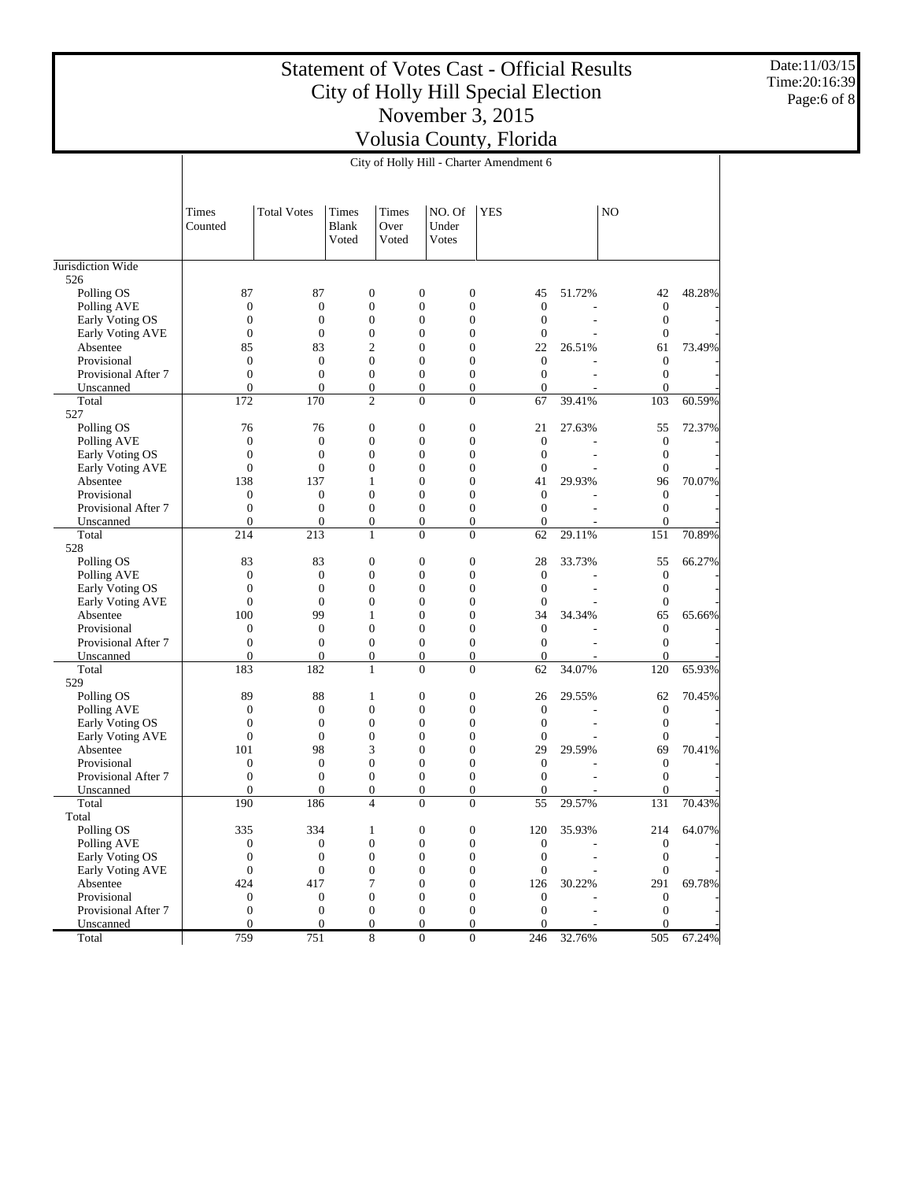# Statement of Votes Cast - Official Results
## City of Holly Hill Special Election
## November 3, 2015
## Volusia County, Florida

Date:11/03/15
Time:20:16:39

City of Holly Hill - Charter Amendment 6

| | Times Counted | Total Votes | Times Blank Voted | Times Over Voted | NO. Of Under Votes | YES | | NO | |
|---|---|---|---|---|---|---|---|---|---|
| Jurisdiction Wide | | | | | | | | | |
| 526 | | | | | | | | | |
| Polling OS | 87 | 87 | 0 | 0 | 0 | 45 | 51.72% | 42 | 48.28% |
| Polling AVE | 0 | 0 | 0 | 0 | 0 | 0 | - | 0 | - |
| Early Voting OS | 0 | 0 | 0 | 0 | 0 | 0 | - | 0 | - |
| Early Voting AVE | 0 | 0 | 0 | 0 | 0 | 0 | - | 0 | - |
| Absentee | 85 | 83 | 2 | 0 | 0 | 22 | 26.51% | 61 | 73.49% |
| Provisional | 0 | 0 | 0 | 0 | 0 | 0 | - | 0 | - |
| Provisional After 7 | 0 | 0 | 0 | 0 | 0 | 0 | - | 0 | - |
| Unscanned | 0 | 0 | 0 | 0 | 0 | 0 | - | 0 | - |
| Total | 172 | 170 | 2 | 0 | 0 | 67 | 39.41% | 103 | 60.59% |
| 527 | | | | | | | | | |
| Polling OS | 76 | 76 | 0 | 0 | 0 | 21 | 27.63% | 55 | 72.37% |
| Polling AVE | 0 | 0 | 0 | 0 | 0 | 0 | - | 0 | - |
| Early Voting OS | 0 | 0 | 0 | 0 | 0 | 0 | - | 0 | - |
| Early Voting AVE | 0 | 0 | 0 | 0 | 0 | 0 | - | 0 | - |
| Absentee | 138 | 137 | 1 | 0 | 0 | 41 | 29.93% | 96 | 70.07% |
| Provisional | 0 | 0 | 0 | 0 | 0 | 0 | - | 0 | - |
| Provisional After 7 | 0 | 0 | 0 | 0 | 0 | 0 | - | 0 | - |
| Unscanned | 0 | 0 | 0 | 0 | 0 | 0 | - | 0 | - |
| Total | 214 | 213 | 1 | 0 | 0 | 62 | 29.11% | 151 | 70.89% |
| 528 | | | | | | | | | |
| Polling OS | 83 | 83 | 0 | 0 | 0 | 28 | 33.73% | 55 | 66.27% |
| Polling AVE | 0 | 0 | 0 | 0 | 0 | 0 | - | 0 | - |
| Early Voting OS | 0 | 0 | 0 | 0 | 0 | 0 | - | 0 | - |
| Early Voting AVE | 0 | 0 | 0 | 0 | 0 | 0 | - | 0 | - |
| Absentee | 100 | 99 | 1 | 0 | 0 | 34 | 34.34% | 65 | 65.66% |
| Provisional | 0 | 0 | 0 | 0 | 0 | 0 | - | 0 | - |
| Provisional After 7 | 0 | 0 | 0 | 0 | 0 | 0 | - | 0 | - |
| Unscanned | 0 | 0 | 0 | 0 | 0 | 0 | - | 0 | - |
| Total | 183 | 182 | 1 | 0 | 0 | 62 | 34.07% | 120 | 65.93% |
| 529 | | | | | | | | | |
| Polling OS | 89 | 88 | 1 | 0 | 0 | 26 | 29.55% | 62 | 70.45% |
| Polling AVE | 0 | 0 | 0 | 0 | 0 | 0 | - | 0 | - |
| Early Voting OS | 0 | 0 | 0 | 0 | 0 | 0 | - | 0 | - |
| Early Voting AVE | 0 | 0 | 0 | 0 | 0 | 0 | - | 0 | - |
| Absentee | 101 | 98 | 3 | 0 | 0 | 29 | 29.59% | 69 | 70.41% |
| Provisional | 0 | 0 | 0 | 0 | 0 | 0 | - | 0 | - |
| Provisional After 7 | 0 | 0 | 0 | 0 | 0 | 0 | - | 0 | - |
| Unscanned | 0 | 0 | 0 | 0 | 0 | 0 | - | 0 | - |
| Total | 190 | 186 | 4 | 0 | 0 | 55 | 29.57% | 131 | 70.43% |
| Total | | | | | | | | | |
| Polling OS | 335 | 334 | 1 | 0 | 0 | 120 | 35.93% | 214 | 64.07% |
| Polling AVE | 0 | 0 | 0 | 0 | 0 | 0 | - | 0 | - |
| Early Voting OS | 0 | 0 | 0 | 0 | 0 | 0 | - | 0 | - |
| Early Voting AVE | 0 | 0 | 0 | 0 | 0 | 0 | - | 0 | - |
| Absentee | 424 | 417 | 7 | 0 | 0 | 126 | 30.22% | 291 | 69.78% |
| Provisional | 0 | 0 | 0 | 0 | 0 | 0 | - | 0 | - |
| Provisional After 7 | 0 | 0 | 0 | 0 | 0 | 0 | - | 0 | - |
| Unscanned | 0 | 0 | 0 | 0 | 0 | 0 | - | 0 | - |
| Total | 759 | 751 | 8 | 0 | 0 | 246 | 32.76% | 505 | 67.24% |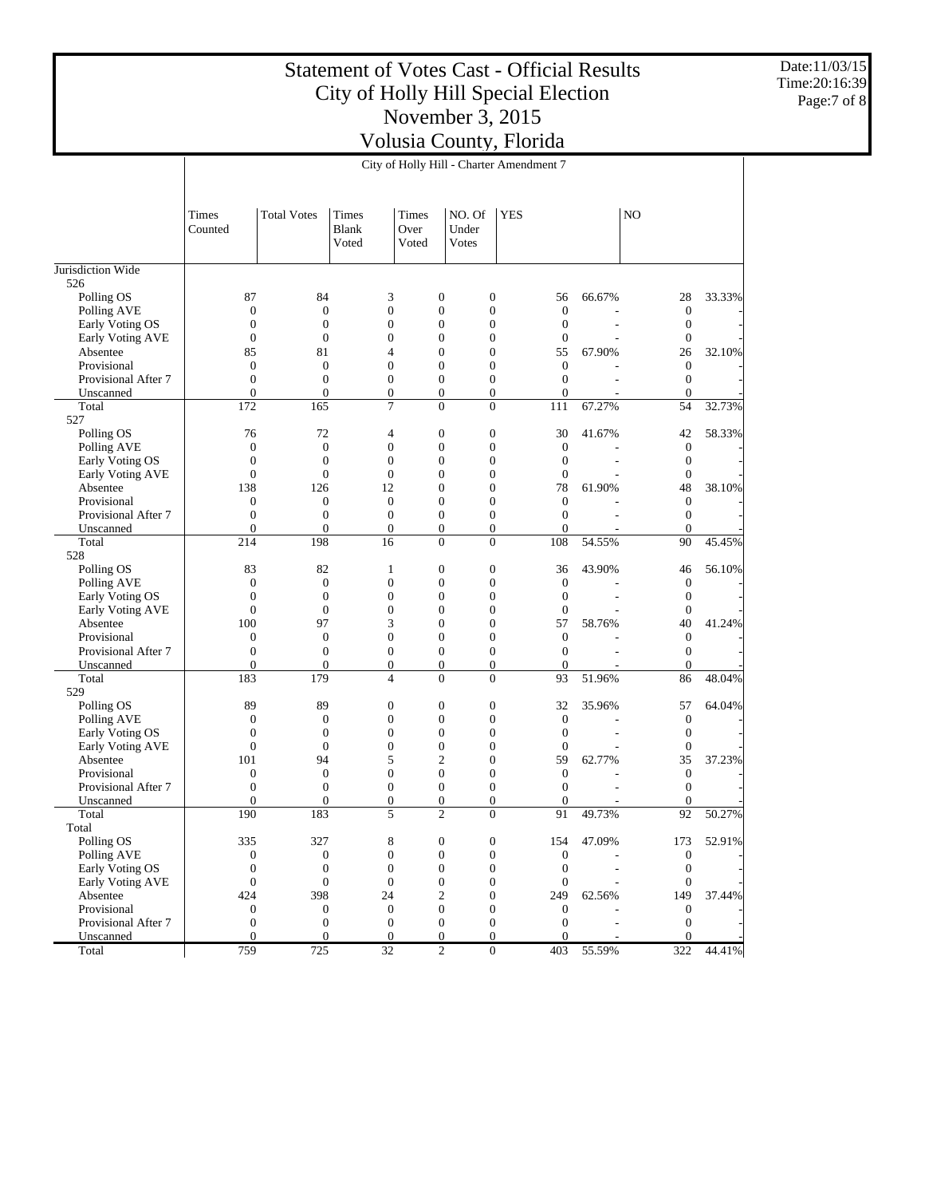# Statement of Votes Cast - Official Results
# City of Holly Hill Special Election
# November 3, 2015
# Volusia County, Florida

Date:11/03/15
Time:20:16:39

City of Holly Hill - Charter Amendment 7

| | Times Counted | Total Votes | Times Blank Voted | Times Over Voted | NO. Of Under Votes | YES | | NO | |
|---|---|---|---|---|---|---|---|---|---|
| **Jurisdiction Wide** | | | | | | | | | |
| 526 | | | | | | | | | |
| Polling OS | 87 | 84 | 3 | 0 | 0 | 56 | 66.67% | 28 | 33.33% |
| Polling AVE | 0 | 0 | 0 | 0 | 0 | 0 | - | 0 | - |
| Early Voting OS | 0 | 0 | 0 | 0 | 0 | 0 | - | 0 | - |
| Early Voting AVE | 0 | 0 | 0 | 0 | 0 | 0 | - | 0 | - |
| Absentee | 85 | 81 | 4 | 0 | 0 | 55 | 67.90% | 26 | 32.10% |
| Provisional | 0 | 0 | 0 | 0 | 0 | 0 | - | 0 | - |
| Provisional After 7 | 0 | 0 | 0 | 0 | 0 | 0 | - | 0 | - |
| Unscanned | 0 | 0 | 0 | 0 | 0 | 0 | - | 0 | - |
| Total | 172 | 165 | 7 | 0 | 0 | 111 | 67.27% | 54 | 32.73% |
| 527 | | | | | | | | | |
| Polling OS | 76 | 72 | 4 | 0 | 0 | 30 | 41.67% | 42 | 58.33% |
| Polling AVE | 0 | 0 | 0 | 0 | 0 | 0 | - | 0 | - |
| Early Voting OS | 0 | 0 | 0 | 0 | 0 | 0 | - | 0 | - |
| Early Voting AVE | 0 | 0 | 0 | 0 | 0 | 0 | - | 0 | - |
| Absentee | 138 | 126 | 12 | 0 | 0 | 78 | 61.90% | 48 | 38.10% |
| Provisional | 0 | 0 | 0 | 0 | 0 | 0 | - | 0 | - |
| Provisional After 7 | 0 | 0 | 0 | 0 | 0 | 0 | - | 0 | - |
| Unscanned | 0 | 0 | 0 | 0 | 0 | 0 | - | 0 | - |
| Total | 214 | 198 | 16 | 0 | 0 | 108 | 54.55% | 90 | 45.45% |
| 528 | | | | | | | | | |
| Polling OS | 83 | 82 | 1 | 0 | 0 | 36 | 43.90% | 46 | 56.10% |
| Polling AVE | 0 | 0 | 0 | 0 | 0 | 0 | - | 0 | - |
| Early Voting OS | 0 | 0 | 0 | 0 | 0 | 0 | - | 0 | - |
| Early Voting AVE | 0 | 0 | 0 | 0 | 0 | 0 | - | 0 | - |
| Absentee | 100 | 97 | 3 | 0 | 0 | 57 | 58.76% | 40 | 41.24% |
| Provisional | 0 | 0 | 0 | 0 | 0 | 0 | - | 0 | - |
| Provisional After 7 | 0 | 0 | 0 | 0 | 0 | 0 | - | 0 | - |
| Unscanned | 0 | 0 | 0 | 0 | 0 | 0 | - | 0 | - |
| Total | 183 | 179 | 4 | 0 | 0 | 93 | 51.96% | 86 | 48.04% |
| 529 | | | | | | | | | |
| Polling OS | 89 | 89 | 0 | 0 | 0 | 32 | 35.96% | 57 | 64.04% |
| Polling AVE | 0 | 0 | 0 | 0 | 0 | 0 | - | 0 | - |
| Early Voting OS | 0 | 0 | 0 | 0 | 0 | 0 | - | 0 | - |
| Early Voting AVE | 0 | 0 | 0 | 0 | 0 | 0 | - | 0 | - |
| Absentee | 101 | 94 | 5 | 2 | 0 | 59 | 62.77% | 35 | 37.23% |
| Provisional | 0 | 0 | 0 | 0 | 0 | 0 | - | 0 | - |
| Provisional After 7 | 0 | 0 | 0 | 0 | 0 | 0 | - | 0 | - |
| Unscanned | 0 | 0 | 0 | 0 | 0 | 0 | - | 0 | - |
| Total | 190 | 183 | 5 | 2 | 0 | 91 | 49.73% | 92 | 50.27% |
| Total | | | | | | | | | |
| Polling OS | 335 | 327 | 8 | 0 | 0 | 154 | 47.09% | 173 | 52.91% |
| Polling AVE | 0 | 0 | 0 | 0 | 0 | 0 | - | 0 | - |
| Early Voting OS | 0 | 0 | 0 | 0 | 0 | 0 | - | 0 | - |
| Early Voting AVE | 0 | 0 | 0 | 0 | 0 | 0 | - | 0 | - |
| Absentee | 424 | 398 | 24 | 2 | 0 | 249 | 62.56% | 149 | 37.44% |
| Provisional | 0 | 0 | 0 | 0 | 0 | 0 | - | 0 | - |
| Provisional After 7 | 0 | 0 | 0 | 0 | 0 | 0 | - | 0 | - |
| Unscanned | 0 | 0 | 0 | 0 | 0 | 0 | - | 0 | - |
| Total | 759 | 725 | 32 | 2 | 0 | 403 | 55.59% | 322 | 44.41% |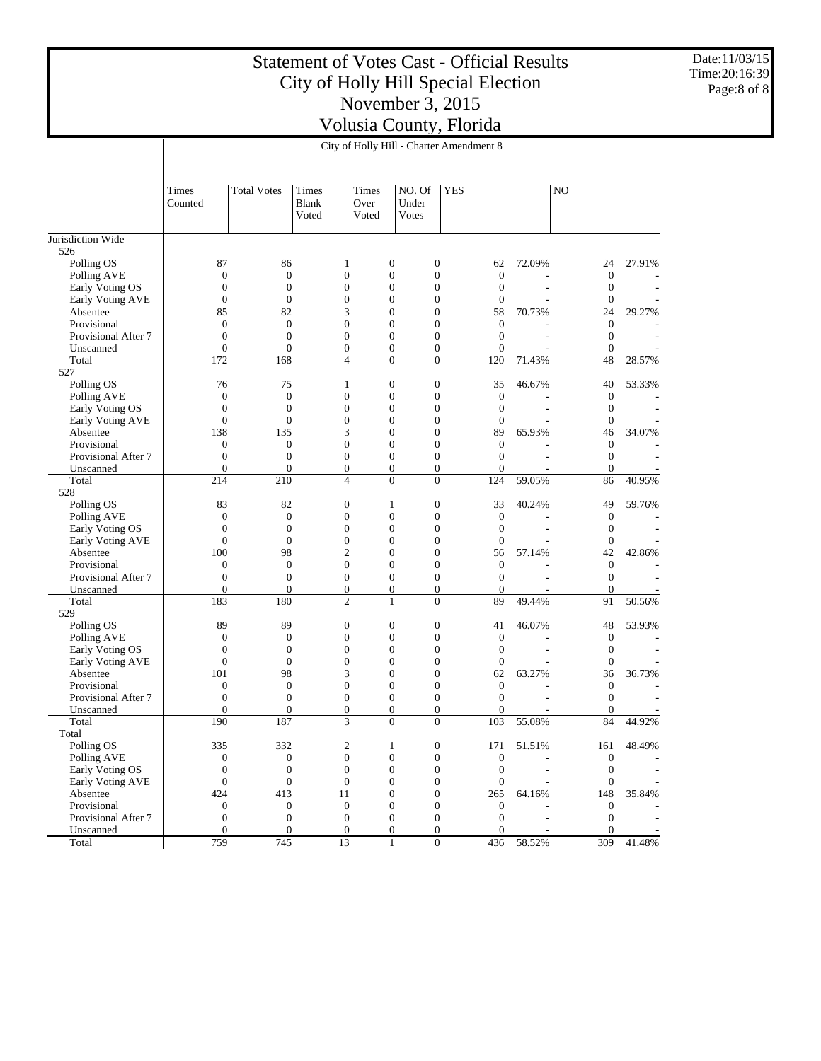# Statement of Votes Cast - Official Results
# City of Holly Hill Special Election
# November 3, 2015
# Volusia County, Florida

Date:11/03/15
Time:20:16:39

City of Holly Hill - Charter Amendment 8

| | Times Counted | Total Votes | Times Blank Voted | Times Over Voted | NO. Of Under Votes | YES | | NO | |
|---|---|---|---|---|---|---|---|---|---|
| Jurisdiction Wide | | | | | | | | | |
| 526 | | | | | | | | | |
| Polling OS | 87 | 86 | 1 | 0 | 0 | 62 | 72.09% | 24 | 27.91% |
| Polling AVE | 0 | 0 | 0 | 0 | 0 | 0 | - | 0 | - |
| Early Voting OS | 0 | 0 | 0 | 0 | 0 | 0 | - | 0 | - |
| Early Voting AVE | 0 | 0 | 0 | 0 | 0 | 0 | - | 0 | - |
| Absentee | 85 | 82 | 3 | 0 | 0 | 58 | 70.73% | 24 | 29.27% |
| Provisional | 0 | 0 | 0 | 0 | 0 | 0 | - | 0 | - |
| Provisional After 7 | 0 | 0 | 0 | 0 | 0 | 0 | - | 0 | - |
| Unscanned | 0 | 0 | 0 | 0 | 0 | 0 | - | 0 | - |
| Total | 172 | 168 | 4 | 0 | 0 | 120 | 71.43% | 48 | 28.57% |
| 527 | | | | | | | | | |
| Polling OS | 76 | 75 | 1 | 0 | 0 | 35 | 46.67% | 40 | 53.33% |
| Polling AVE | 0 | 0 | 0 | 0 | 0 | 0 | - | 0 | - |
| Early Voting OS | 0 | 0 | 0 | 0 | 0 | 0 | - | 0 | - |
| Early Voting AVE | 0 | 0 | 0 | 0 | 0 | 0 | - | 0 | - |
| Absentee | 138 | 135 | 3 | 0 | 0 | 89 | 65.93% | 46 | 34.07% |
| Provisional | 0 | 0 | 0 | 0 | 0 | 0 | - | 0 | - |
| Provisional After 7 | 0 | 0 | 0 | 0 | 0 | 0 | - | 0 | - |
| Unscanned | 0 | 0 | 0 | 0 | 0 | 0 | - | 0 | - |
| Total | 214 | 210 | 4 | 0 | 0 | 124 | 59.05% | 86 | 40.95% |
| 528 | | | | | | | | | |
| Polling OS | 83 | 82 | 0 | 1 | 0 | 33 | 40.24% | 49 | 59.76% |
| Polling AVE | 0 | 0 | 0 | 0 | 0 | 0 | - | 0 | - |
| Early Voting OS | 0 | 0 | 0 | 0 | 0 | 0 | - | 0 | - |
| Early Voting AVE | 0 | 0 | 0 | 0 | 0 | 0 | - | 0 | - |
| Absentee | 100 | 98 | 2 | 0 | 0 | 56 | 57.14% | 42 | 42.86% |
| Provisional | 0 | 0 | 0 | 0 | 0 | 0 | - | 0 | - |
| Provisional After 7 | 0 | 0 | 0 | 0 | 0 | 0 | - | 0 | - |
| Unscanned | 0 | 0 | 0 | 0 | 0 | 0 | - | 0 | - |
| Total | 183 | 180 | 2 | 1 | 0 | 89 | 49.44% | 91 | 50.56% |
| 529 | | | | | | | | | |
| Polling OS | 89 | 89 | 0 | 0 | 0 | 41 | 46.07% | 48 | 53.93% |
| Polling AVE | 0 | 0 | 0 | 0 | 0 | 0 | - | 0 | - |
| Early Voting OS | 0 | 0 | 0 | 0 | 0 | 0 | - | 0 | - |
| Early Voting AVE | 0 | 0 | 0 | 0 | 0 | 0 | - | 0 | - |
| Absentee | 101 | 98 | 3 | 0 | 0 | 62 | 63.27% | 36 | 36.73% |
| Provisional | 0 | 0 | 0 | 0 | 0 | 0 | - | 0 | - |
| Provisional After 7 | 0 | 0 | 0 | 0 | 0 | 0 | - | 0 | - |
| Unscanned | 0 | 0 | 0 | 0 | 0 | 0 | - | 0 | - |
| Total | 190 | 187 | 3 | 0 | 0 | 103 | 55.08% | 84 | 44.92% |
| Total | | | | | | | | | |
| Polling OS | 335 | 332 | 2 | 1 | 0 | 171 | 51.51% | 161 | 48.49% |
| Polling AVE | 0 | 0 | 0 | 0 | 0 | 0 | - | 0 | - |
| Early Voting OS | 0 | 0 | 0 | 0 | 0 | 0 | - | 0 | - |
| Early Voting AVE | 0 | 0 | 0 | 0 | 0 | 0 | - | 0 | - |
| Absentee | 424 | 413 | 11 | 0 | 0 | 265 | 64.16% | 148 | 35.84% |
| Provisional | 0 | 0 | 0 | 0 | 0 | 0 | - | 0 | - |
| Provisional After 7 | 0 | 0 | 0 | 0 | 0 | 0 | - | 0 | - |
| Unscanned | 0 | 0 | 0 | 0 | 0 | 0 | - | 0 | - |
| Total | 759 | 745 | 13 | 1 | 0 | 436 | 58.52% | 309 | 41.48% |